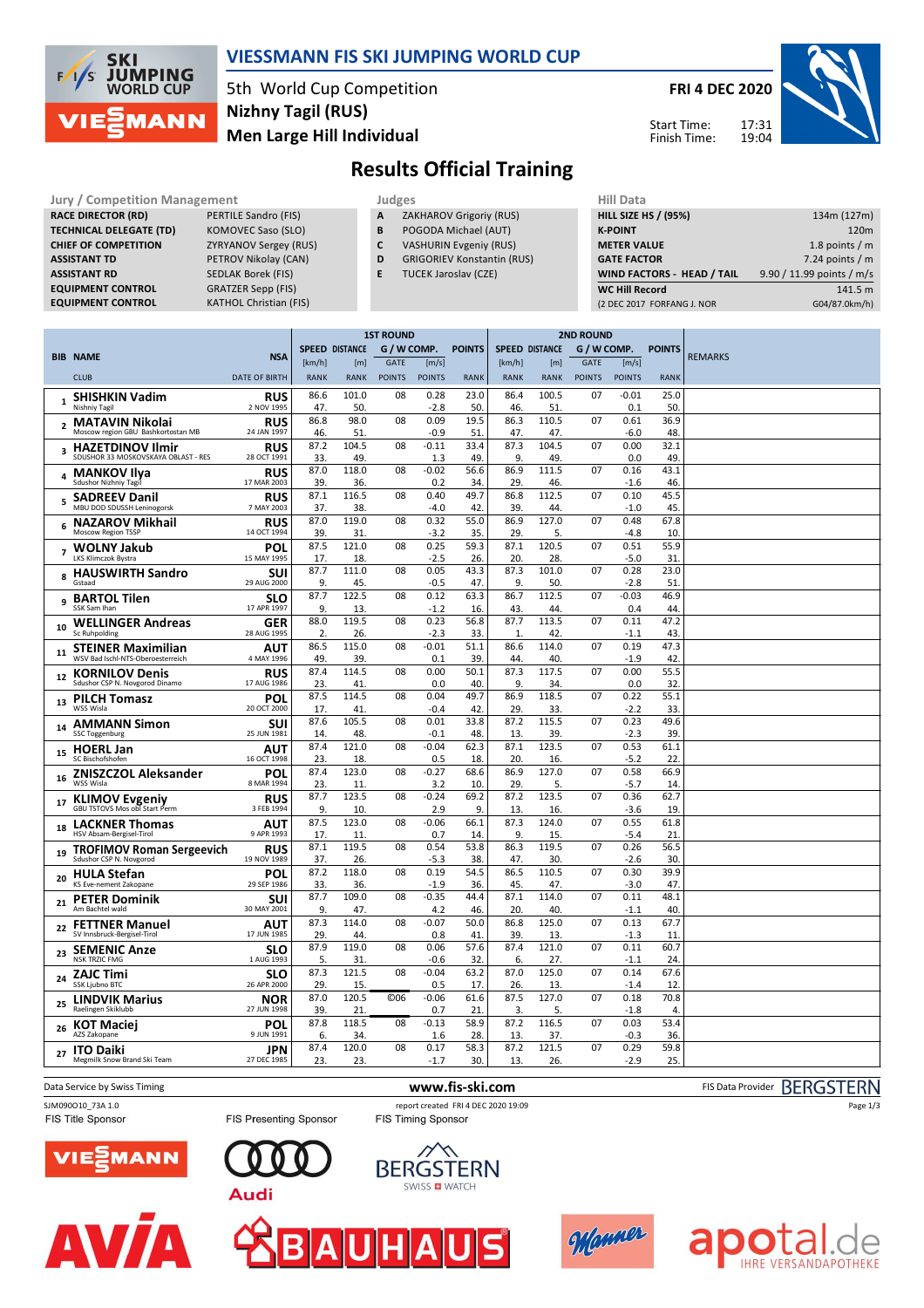# VIESSMANN FIS SKI JUMPING WORLD CUP

5th World Cup Competition
Nizhny Tagil (RUS)
Men Large Hill Individual

FRI 4 DEC 2020

Start Time: 17:31
Finish Time: 19:04

## Results Official Training

| Jury / Competition Management | |
|---|---|
| RACE DIRECTOR (RD) | PERTILE Sandro (FIS) |
| TECHNICAL DELEGATE (TD) | KOMOVEC Saso (SLO) |
| CHIEF OF COMPETITION | ZYRYANOV Sergey (RUS) |
| ASSISTANT TD | PETROV Nikolay (CAN) |
| ASSISTANT RD | SEDLAK Borek (FIS) |
| EQUIPMENT CONTROL | GRATZER Sepp (FIS) |
| EQUIPMENT CONTROL | KATHOL Christian (FIS) |

| Judges | |
|---|---|
| A | ZAKHAROV Grigoriy (RUS) |
| B | POGODA Michael (AUT) |
| C | VASHURIN Evgeniy (RUS) |
| D | GRIGORIEV Konstantin (RUS) |
| E | TUCEK Jaroslav (CZE) |

| Hill Data | |
|---|---|
| HILL SIZE HS / (95%) | 134m (127m) |
| K-POINT | 120m |
| METER VALUE | 1.8 points / m |
| GATE FACTOR | 7.24 points / m |
| WIND FACTORS - HEAD / TAIL | 9.90 / 11.99 points / m/s |
| WC Hill Record | 141.5 m |
| (2 DEC 2017 FORFANG J. NOR | G04/87.0km/h) |

| BIB | NAME / CLUB | NSA / DATE OF BIRTH | 1st R. SPEED [km/h] / RANK | DISTANCE [m] / RANK | GATE / POINTS | G/W COMP. [m/s] / POINTS | POINTS / RANK | 2nd R. SPEED [km/h] / RANK | DISTANCE [m] / RANK | GATE / POINTS | G/W COMP. [m/s] / POINTS | POINTS / RANK | REMARKS |
|---|---|---|---|---|---|---|---|---|---|---|---|---|---|
| 1 | SHISHKIN Vadim / Nishniy Tagil | RUS / 2 NOV 1995 | 86.6 / 47. | 101.0 / 50. | 08 | 0.28 / -2.8 | 23.0 / 50. | 86.4 / 46. | 100.5 / 51. | 07 | -0.01 / 0.1 | 25.0 / 50. | |
| 2 | MATAVIN Nikolai / Moscow region GBU Bashkortostan MB | RUS / 24 JAN 1997 | 86.8 / 46. | 98.0 / 51. | 08 | 0.09 / -0.9 | 19.5 / 51. | 86.3 / 47. | 110.5 / 47. | 07 | 0.61 / -6.0 | 36.9 / 48. | |
| 3 | HAZETDINOV Ilmir / SDUSHOR 33 MOSKOVSKAYA OBLAST - RES | RUS / 28 OCT 1991 | 87.2 / 33. | 104.5 / 49. | 08 | -0.11 / 1.3 | 33.4 / 49. | 87.3 / 9. | 104.5 / 49. | 07 | 0.00 / 0.0 | 32.1 / 49. | |
| 4 | MANKOV Ilya / Sdushor Nizhniy Tagil | RUS / 17 MAR 2003 | 87.0 / 39. | 118.0 / 36. | 08 | -0.02 / 0.2 | 56.6 / 34. | 86.9 / 29. | 111.5 / 46. | 07 | 0.16 / -1.6 | 43.1 / 46. | |
| 5 | SADREEV Danil / MBU DOD SDUSSH Leninogorsk | RUS / 7 MAY 2003 | 87.1 / 37. | 116.5 / 38. | 08 | 0.40 / -4.0 | 49.7 / 42. | 86.8 / 39. | 112.5 / 44. | 07 | 0.10 / -1.0 | 45.5 / 45. | |
| 6 | NAZAROV Mikhail / Moscow Region TSSP | RUS / 14 OCT 1994 | 87.0 / 39. | 119.0 / 31. | 08 | 0.32 / -3.2 | 55.0 / 35. | 86.9 / 29. | 127.0 / 5. | 07 | 0.48 / -4.8 | 67.8 / 10. | |
| 7 | WOLNY Jakub / LKS Klimczok Bystra | POL / 15 MAY 1995 | 87.5 / 17. | 121.0 / 18. | 08 | 0.25 / -2.5 | 59.3 / 26. | 87.1 / 20. | 120.5 / 28. | 07 | 0.51 / -5.0 | 55.9 / 31. | |
| 8 | HAUSWIRTH Sandro / Gstaad | SUI / 29 AUG 2000 | 87.7 / 9. | 111.0 / 45. | 08 | 0.05 / -0.5 | 43.3 / 47. | 87.3 / 9. | 101.0 / 50. | 07 | 0.28 / -2.8 | 23.0 / 51. | |
| 9 | BARTOL Tilen / SSK Sam Ihan | SLO / 17 APR 1997 | 87.7 / 9. | 122.5 / 13. | 08 | 0.12 / -1.2 | 63.3 / 16. | 86.7 / 43. | 112.5 / 44. | 07 | -0.03 / 0.4 | 46.9 / 44. | |
| 10 | WELLINGER Andreas / Sc Ruhpolding | GER / 28 AUG 1995 | 88.0 / 2. | 119.5 / 26. | 08 | 0.23 / -2.3 | 56.8 / 33. | 87.7 / 1. | 113.5 / 42. | 07 | 0.11 / -1.1 | 47.2 / 43. | |
| 11 | STEINER Maximilian / WSV Bad Ischl-NTS-Oberoesterreich | AUT / 4 MAY 1996 | 86.5 / 49. | 115.0 / 39. | 08 | -0.01 / 0.1 | 51.1 / 39. | 86.6 / 44. | 114.0 / 40. | 07 | 0.19 / -1.9 | 47.3 / 42. | |
| 12 | KORNILOV Denis / Sdushor CSP N. Novgorod Dinamo | RUS / 17 AUG 1986 | 87.4 / 23. | 114.5 / 41. | 08 | 0.00 / 0.0 | 50.1 / 41. | 87.3 / 9. | 117.5 / 34. | 07 | 0.00 / 0.0 | 55.5 / 32. | |
| 13 | PILCH Tomasz / WSS Wisla | POL / 20 OCT 2000 | 87.5 / 17. | 114.5 / 41. | 08 | 0.04 / -0.4 | 49.7 / 42. | 86.9 / 29. | 118.5 / 33. | 07 | 0.22 / -2.2 | 55.1 / 33. | |
| 14 | AMMANN Simon / SSC Toggenburg | SUI / 25 JUN 1981 | 87.6 / 14. | 105.5 / 48. | 08 | 0.01 / -0.1 | 33.8 / 48. | 87.2 / 13. | 115.5 / 39. | 07 | 0.23 / -2.3 | 49.6 / 39. | |
| 15 | HOERL Jan / SC Bischofshofen | AUT / 16 OCT 1998 | 87.4 / 23. | 121.0 / 18. | 08 | -0.04 / 0.5 | 62.3 / 18. | 87.1 / 20. | 123.5 / 16. | 07 | 0.53 / -5.2 | 61.1 / 22. | |
| 16 | ZNISZCZOL Aleksander / WSS Wisla | POL / 8 MAR 1994 | 87.4 / 23. | 123.0 / 11. | 08 | -0.27 / 3.2 | 68.6 / 10. | 86.9 / 29. | 127.0 / 5. | 07 | 0.58 / -5.7 | 66.9 / 14. | |
| 17 | KLIMOV Evgeniy / GBU TSTOVS Mos obl Start Perm | RUS / 3 FEB 1994 | 87.7 / 9. | 123.5 / 10. | 08 | -0.24 / 2.9 | 69.2 / 9. | 87.2 / 13. | 123.5 / 16. | 07 | 0.36 / -3.6 | 62.7 / 19. | |
| 18 | LACKNER Thomas / HSV Absam-Bergisel-Tirol | AUT / 9 APR 1993 | 87.5 / 17. | 123.0 / 11. | 08 | -0.06 / 0.7 | 66.1 / 14. | 87.3 / 9. | 124.0 / 15. | 07 | 0.55 / -5.4 | 61.8 / 21. | |
| 19 | TROFIMOV Roman Sergeevich / Sdushor CSP N. Novgorod | RUS / 19 NOV 1989 | 87.1 / 37. | 119.5 / 26. | 08 | 0.54 / -5.3 | 53.8 / 38. | 86.3 / 47. | 119.5 / 30. | 07 | 0.26 / -2.6 | 56.5 / 30. | |
| 20 | HULA Stefan / KS Eve-nement Zakopane | POL / 29 SEP 1986 | 87.2 / 33. | 118.0 / 36. | 08 | 0.19 / -1.9 | 54.5 / 36. | 86.5 / 45. | 110.5 / 47. | 07 | 0.30 / -3.0 | 39.9 / 47. | |
| 21 | PETER Dominik / Am Bachtel wald | SUI / 30 MAY 2001 | 87.7 / 9. | 109.0 / 47. | 08 | -0.35 / 4.2 | 44.4 / 46. | 87.1 / 20. | 114.0 / 40. | 07 | 0.11 / -1.1 | 48.1 / 40. | |
| 22 | FETTNER Manuel / SV Innsbruck-Bergisel-Tirol | AUT / 17 JUN 1985 | 87.3 / 29. | 114.0 / 44. | 08 | -0.07 / 0.8 | 50.0 / 41. | 86.8 / 39. | 125.0 / 13. | 07 | 0.13 / -1.3 | 67.7 / 11. | |
| 23 | SEMENIC Anze / NSK TRZIC FMG | SLO / 1 AUG 1993 | 87.9 / 5. | 119.0 / 31. | 08 | 0.06 / -0.6 | 57.6 / 32. | 87.4 / 6. | 121.0 / 27. | 07 | 0.11 / -1.1 | 60.7 / 24. | |
| 24 | ZAJC Timi / SSK Ljubno BTC | SLO / 26 APR 2000 | 87.3 / 29. | 121.5 / 15. | 08 | -0.04 / 0.5 | 63.2 / 17. | 87.0 / 26. | 125.0 / 13. | 07 | 0.14 / -1.4 | 67.6 / 12. | |
| 25 | LINDVIK Marius / Raelingen Skiklubb | NOR / 27 JUN 1998 | 87.0 / 39. | 120.5 / 21. | ©06 | -0.06 / 0.7 | 61.6 / 21. | 87.5 / 3. | 127.0 / 5. | 07 | 0.18 / -1.8 | 70.8 / 4. | |
| 26 | KOT Maciej / AZS Zakopane | POL / 9 JUN 1991 | 87.8 / 6. | 118.5 / 34. | 08 | -0.13 / 1.6 | 58.9 / 28. | 87.2 / 13. | 116.5 / 37. | 07 | 0.03 / -0.3 | 53.4 / 36. | |
| 27 | ITO Daiki / Megmilk Snow Brand Ski Team | JPN / 27 DEC 1985 | 87.4 / 23. | 120.0 / 23. | 08 | 0.17 / -1.7 | 58.3 / 30. | 87.2 / 13. | 121.5 / 26. | 07 | 0.29 / -2.9 | 59.8 / 25. | |

Data Service by Swiss Timing — www.fis-ski.com — FIS Data Provider BERGSTERN

SJM090O10_73A 1.0 — report created FRI 4 DEC 2020 19:09

FIS Title Sponsor: VIESSMANN — FIS Presenting Sponsor: Audi — FIS Timing Sponsor: BERGSTERN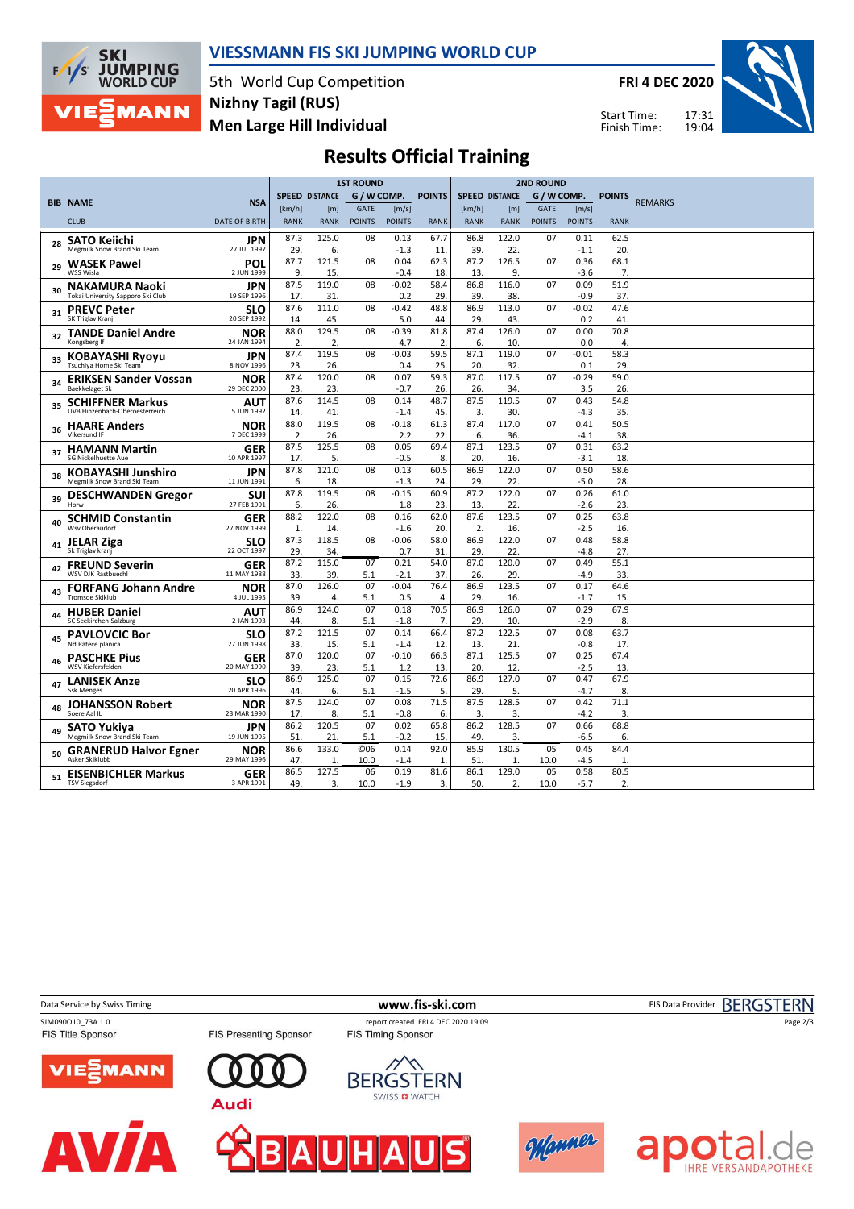# VIESSMANN FIS SKI JUMPING WORLD CUP

5th World Cup Competition
**Nizhny Tagil (RUS)**
**Men Large Hill Individual**

**FRI 4 DEC 2020**

Start Time: 17:31
Finish Time: 19:04

## Results Official Training

| BIB | NAME / CLUB | NSA / DATE OF BIRTH | 1ST ROUND SPEED [km/h] / RANK | DISTANCE [m] / RANK | G / W COMP. GATE / POINTS | [m/s] / POINTS | POINTS / RANK | 2ND ROUND SPEED [km/h] / RANK | DISTANCE [m] / RANK | G / W COMP. GATE / POINTS | [m/s] / POINTS | POINTS / RANK | REMARKS |
|---|---|---|---|---|---|---|---|---|---|---|---|---|---|
| 28 | **SATO Keiichi** Megmilk Snow Brand Ski Team | JPN 27 JUL 1997 | 87.3 29. | 125.0 6. | 08 | 0.13 -1.3 | 67.7 11. | 86.8 39. | 122.0 22. | 07 | 0.11 -1.1 | 62.5 20. | |
| 29 | **WASEK Pawel** WSS Wisla | POL 2 JUN 1999 | 87.7 9. | 121.5 15. | 08 | 0.04 -0.4 | 62.3 18. | 87.2 13. | 126.5 9. | 07 | 0.36 -3.6 | 68.1 7. | |
| 30 | **NAKAMURA Naoki** Tokai University Sapporo Ski Club | JPN 19 SEP 1996 | 87.5 17. | 119.0 31. | 08 | -0.02 0.2 | 58.4 29. | 86.8 39. | 116.0 38. | 07 | 0.09 -0.9 | 51.9 37. | |
| 31 | **PREVC Peter** SK Triglav Kranj | SLO 20 SEP 1992 | 87.6 14. | 111.0 45. | 08 | -0.42 5.0 | 48.8 44. | 86.9 29. | 113.0 43. | 07 | -0.02 0.2 | 47.6 41. | |
| 32 | **TANDE Daniel Andre** Kongsberg IF | NOR 24 JAN 1994 | 88.0 2. | 129.5 2. | 08 | -0.39 4.7 | 81.8 2. | 87.4 6. | 126.0 10. | 07 | 0.00 0.0 | 70.8 4. | |
| 33 | **KOBAYASHI Ryoyu** Tsuchiya Home Ski Team | JPN 8 NOV 1996 | 87.4 23. | 119.5 26. | 08 | -0.03 0.4 | 59.5 25. | 87.1 20. | 119.0 32. | 07 | -0.01 0.1 | 58.3 29. | |
| 34 | **ERIKSEN Sander Vossan** Baekkelaget Sk | NOR 29 DEC 2000 | 87.4 23. | 120.0 23. | 08 | 0.07 -0.7 | 59.3 26. | 87.0 26. | 117.5 34. | 07 | -0.29 3.5 | 59.0 26. | |
| 35 | **SCHIFFNER Markus** UVB Hinzenbach-Oberoesterreich | AUT 5 JUN 1992 | 87.6 14. | 114.5 41. | 08 | 0.14 -1.4 | 48.7 45. | 87.5 3. | 119.5 30. | 07 | 0.43 -4.3 | 54.8 35. | |
| 36 | **HAARE Anders** Vikersund IF | NOR 7 DEC 1999 | 88.0 2. | 119.5 26. | 08 | -0.18 2.2 | 61.3 22. | 87.4 6. | 117.0 36. | 07 | 0.41 -4.1 | 50.5 38. | |
| 37 | **HAMANN Martin** SG Nickelhuette Aue | GER 10 APR 1997 | 87.5 17. | 125.5 5. | 08 | 0.05 -0.5 | 69.4 8. | 87.1 20. | 123.5 16. | 07 | 0.31 -3.1 | 63.2 18. | |
| 38 | **KOBAYASHI Junshiro** Megmilk Snow Brand Ski Team | JPN 11 JUN 1991 | 87.8 6. | 121.0 18. | 08 | 0.13 -1.3 | 60.5 24. | 86.9 29. | 122.0 22. | 07 | 0.50 -5.0 | 58.6 28. | |
| 39 | **DESCHWANDEN Gregor** Horw | SUI 27 FEB 1991 | 87.8 6. | 119.5 26. | 08 | -0.15 1.8 | 60.9 23. | 87.2 13. | 122.0 22. | 07 | 0.26 -2.6 | 61.0 23. | |
| 40 | **SCHMID Constantin** Wsv Oberaudorf | GER 27 NOV 1999 | 88.2 1. | 122.0 14. | 08 | 0.16 -1.6 | 62.0 20. | 87.6 2. | 123.5 16. | 07 | 0.25 -2.5 | 63.8 16. | |
| 41 | **JELAR Ziga** Sk Triglav kranj | SLO 22 OCT 1997 | 87.3 29. | 118.5 34. | 08 | -0.06 0.7 | 58.0 31. | 86.9 29. | 122.0 22. | 07 | 0.48 -4.8 | 58.8 27. | |
| 42 | **FREUND Severin** WSV DJK Rastbuechl | GER 11 MAY 1988 | 87.2 33. | 115.0 39. | 07 5.1 | 0.21 -2.1 | 54.0 37. | 87.0 26. | 120.0 29. | 07 | 0.49 -4.9 | 55.1 33. | |
| 43 | **FORFANG Johann Andre** Tromsoe Skiklub | NOR 4 JUL 1995 | 87.0 39. | 126.0 4. | 07 5.1 | -0.04 0.5 | 76.4 4. | 86.9 29. | 123.5 16. | 07 | 0.17 -1.7 | 64.6 15. | |
| 44 | **HUBER Daniel** SC Seekirchen-Salzburg | AUT 2 JAN 1993 | 86.9 44. | 124.0 8. | 07 5.1 | 0.18 -1.8 | 70.5 7. | 86.9 29. | 126.0 10. | 07 | 0.29 -2.9 | 67.9 8. | |
| 45 | **PAVLOVCIC Bor** Nd Ratece planica | SLO 27 JUN 1998 | 87.2 33. | 121.5 15. | 07 5.1 | 0.14 -1.4 | 66.4 12. | 87.2 13. | 122.5 21. | 07 | 0.08 -0.8 | 63.7 17. | |
| 46 | **PASCHKE Pius** WSV Kiefersfelden | GER 20 MAY 1990 | 87.0 39. | 120.0 23. | 07 5.1 | -0.10 1.2 | 66.3 13. | 87.1 20. | 125.5 12. | 07 | 0.25 -2.5 | 67.4 13. | |
| 47 | **LANISEK Anze** Ssk Menges | SLO 20 APR 1996 | 86.9 44. | 125.0 6. | 07 5.1 | 0.15 -1.5 | 72.6 5. | 86.9 29. | 127.0 5. | 07 | 0.47 -4.7 | 67.9 8. | |
| 48 | **JOHANSSON Robert** Soere Aal IL | NOR 23 MAR 1990 | 87.5 17. | 124.0 8. | 07 5.1 | 0.08 -0.8 | 71.5 6. | 87.5 3. | 128.5 3. | 07 | 0.42 -4.2 | 71.1 3. | |
| 49 | **SATO Yukiya** Megmilk Snow Brand Ski Team | JPN 19 JUN 1995 | 86.2 51. | 120.5 21. | 07 5.1 | 0.02 -0.2 | 65.8 15. | 86.2 49. | 128.5 3. | 07 | 0.66 -6.5 | 68.8 6. | |
| 50 | **GRANERUD Halvor Egner** Asker Skiklubb | NOR 29 MAY 1996 | 86.6 47. | 133.0 1. | ©06 10.0 | 0.14 -1.4 | 92.0 1. | 85.9 51. | 130.5 1. | 05 10.0 | 0.45 -4.5 | 84.4 1. | |
| 51 | **EISENBICHLER Markus** TSV Siegsdorf | GER 3 APR 1991 | 86.5 49. | 127.5 3. | 06 10.0 | 0.19 -1.9 | 81.6 3. | 86.1 50. | 129.0 2. | 05 10.0 | 0.58 -5.7 | 80.5 2. | |

Data Service by Swiss Timing | www.fis-ski.com | FIS Data Provider BERGSTERN

SJM090O10_73A 1.0 | report created FRI 4 DEC 2020 19:09

FIS Title Sponsor: VIESSMANN | FIS Presenting Sponsor: Audi | FIS Timing Sponsor: BERGSTERN SWISS WATCH

AVIA | BAUHAUS | Manner | apotal.de IHRE VERSANDAPOTHEKE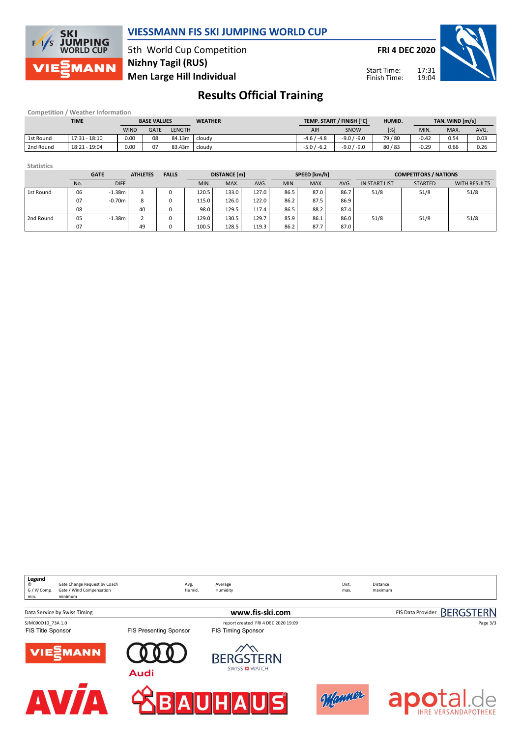# VIESSMANN FIS SKI JUMPING WORLD CUP

5th World Cup Competition
**Nizhny Tagil (RUS)**
**Men Large Hill Individual**

**FRI 4 DEC 2020**

Start Time: 17:31
Finish Time: 19:04

## Results Official Training

**Competition / Weather Information**

| | TIME | BASE VALUES | | | WEATHER | TEMP. START / FINISH [°C] | | HUMID. | TAN. WIND [m/s] | | |
|---|---|---|---|---|---|---|---|---|---|---|---|
| | | WIND | GATE | LENGTH | | AIR | SNOW | [%] | MIN. | MAX. | AVG. |
| 1st Round | 17:31 - 18:10 | 0.00 | 08 | 84.13m | cloudy | -4.6 / -4.8 | -9.0 / -9.0 | 79 / 80 | -0.42 | 0.54 | 0.03 |
| 2nd Round | 18:21 - 19:04 | 0.00 | 07 | 83.43m | cloudy | -5.0 / -6.2 | -9.0 / -9.0 | 80 / 83 | -0.29 | 0.66 | 0.26 |

**Statistics**

| | GATE | | ATHLETES | FALLS | DISTANCE [m] | | | SPEED [km/h] | | | COMPETITORS / NATIONS | | |
|---|---|---|---|---|---|---|---|---|---|---|---|---|---|
| | No. | DIFF | | | MIN. | MAX. | AVG. | MIN. | MAX. | AVG. | IN START LIST | STARTED | WITH RESULTS |
| 1st Round | 06 | -1.38m | 3 | 0 | 120.5 | 133.0 | 127.0 | 86.5 | 87.0 | 86.7 | 51/8 | 51/8 | 51/8 |
| | 07 | -0.70m | 8 | 0 | 115.0 | 126.0 | 122.0 | 86.2 | 87.5 | 86.9 | | | |
| | 08 | | 40 | 0 | 98.0 | 129.5 | 117.4 | 86.5 | 88.2 | 87.4 | | | |
| 2nd Round | 05 | -1.38m | 2 | 0 | 129.0 | 130.5 | 129.7 | 85.9 | 86.1 | 86.0 | 51/8 | 51/8 | 51/8 |
| | 07 | | 49 | 0 | 100.5 | 128.5 | 119.3 | 86.2 | 87.7 | 87.0 | | | |

**Legend**

| | | | | | |
|---|---|---|---|---|---|
| © | Gate Change Request by Coach | Avg. | Average | Dist. | Distance |
| G / W Comp. | Gate / Wind Compensation | Humid. | Humidity | max. | maximum |
| min. | minimum | | | | |

Data Service by Swiss Timing — www.fis-ski.com — FIS Data Provider BERGSTERN

SJM090O10_73A 1.0 — report created FRI 4 DEC 2020 19:09

FIS Title Sponsor: VIESSMANN — FIS Presenting Sponsor: Audi — FIS Timing Sponsor: BERGSTERN SWISS WATCH

AVIA — BAUHAUS — Manner — apotal.de IHRE VERSANDAPOTHEKE